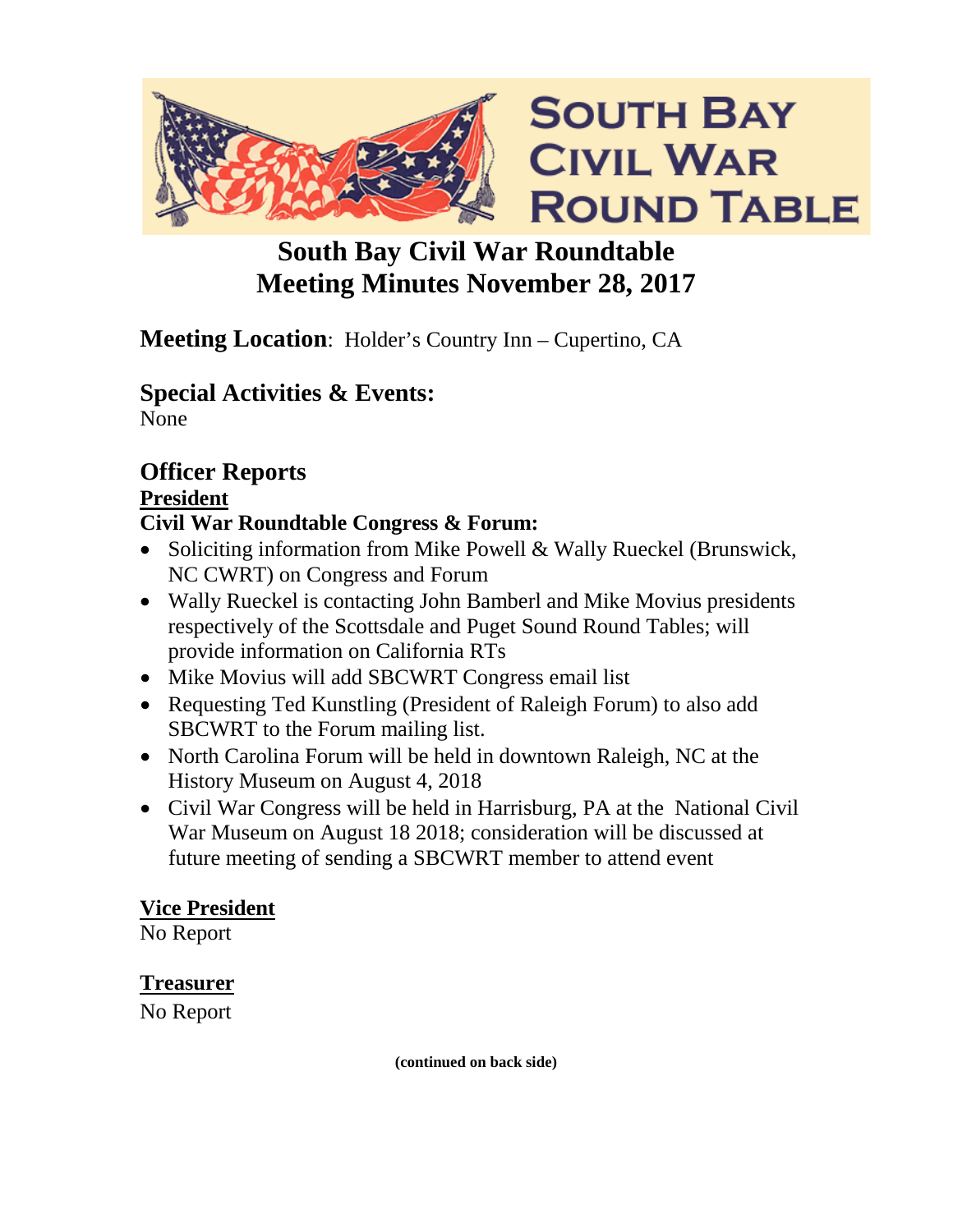# South Bay Civil War Roundtable
# Meeting Minutes November 28, 2017

**Meeting Location**: Holder's Country Inn – Cupertino, CA

## Special Activities & Events:

None

## Officer Reports

### President

**Civil War Roundtable Congress & Forum:**

- Soliciting information from Mike Powell & Wally Rueckel (Brunswick, NC CWRT) on Congress and Forum
- Wally Rueckel is contacting John Bamberl and Mike Movius presidents respectively of the Scottsdale and Puget Sound Round Tables; will provide information on California RTs
- Mike Movius will add SBCWRT Congress email list
- Requesting Ted Kunstling (President of Raleigh Forum) to also add SBCWRT to the Forum mailing list.
- North Carolina Forum will be held in downtown Raleigh, NC at the History Museum on August 4, 2018
- Civil War Congress will be held in Harrisburg, PA at the National Civil War Museum on August 18 2018; consideration will be discussed at future meeting of sending a SBCWRT member to attend event

### Vice President

No Report

### Treasurer

No Report

**(continued on back side)**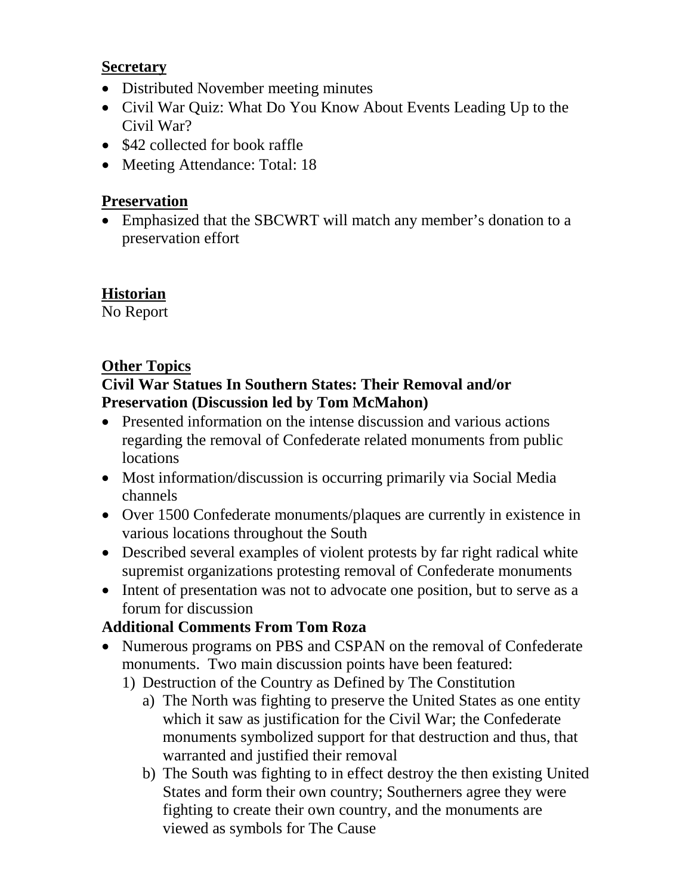## Secretary

- Distributed November meeting minutes
- Civil War Quiz: What Do You Know About Events Leading Up to the Civil War?
- $42 collected for book raffle
- Meeting Attendance: Total: 18

## Preservation

- Emphasized that the SBCWRT will match any member's donation to a preservation effort

## Historian

No Report

## Other Topics

**Civil War Statues In Southern States: Their Removal and/or Preservation (Discussion led by Tom McMahon)**

- Presented information on the intense discussion and various actions regarding the removal of Confederate related monuments from public locations
- Most information/discussion is occurring primarily via Social Media channels
- Over 1500 Confederate monuments/plaques are currently in existence in various locations throughout the South
- Described several examples of violent protests by far right radical white supremist organizations protesting removal of Confederate monuments
- Intent of presentation was not to advocate one position, but to serve as a forum for discussion

**Additional Comments From Tom Roza**

- Numerous programs on PBS and CSPAN on the removal of Confederate monuments. Two main discussion points have been featured:
  1) Destruction of the Country as Defined by The Constitution
     a) The North was fighting to preserve the United States as one entity which it saw as justification for the Civil War; the Confederate monuments symbolized support for that destruction and thus, that warranted and justified their removal
     b) The South was fighting to in effect destroy the then existing United States and form their own country; Southerners agree they were fighting to create their own country, and the monuments are viewed as symbols for The Cause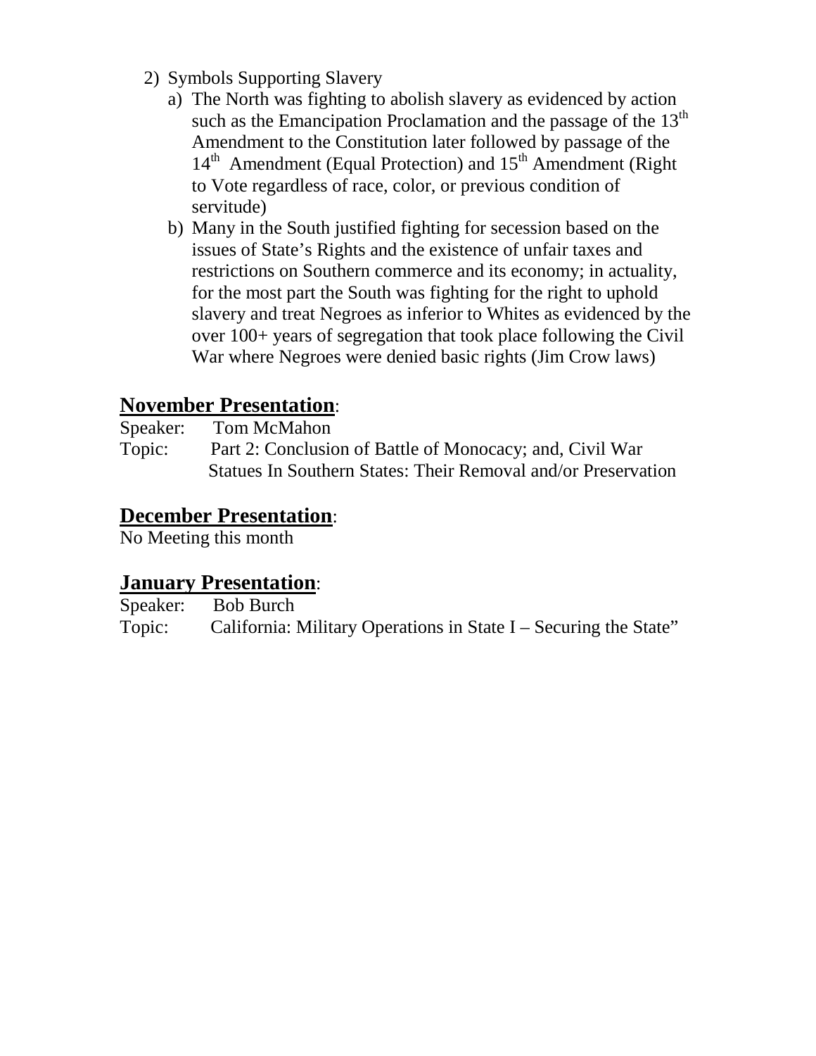2) Symbols Supporting Slavery
   a) The North was fighting to abolish slavery as evidenced by action such as the Emancipation Proclamation and the passage of the 13th Amendment to the Constitution later followed by passage of the 14th Amendment (Equal Protection) and 15th Amendment (Right to Vote regardless of race, color, or previous condition of servitude)
   b) Many in the South justified fighting for secession based on the issues of State's Rights and the existence of unfair taxes and restrictions on Southern commerce and its economy; in actuality, for the most part the South was fighting for the right to uphold slavery and treat Negroes as inferior to Whites as evidenced by the over 100+ years of segregation that took place following the Civil War where Negroes were denied basic rights (Jim Crow laws)

## **November Presentation**:

Speaker: Tom McMahon
Topic: Part 2: Conclusion of Battle of Monocacy; and, Civil War Statues In Southern States: Their Removal and/or Preservation

## **December Presentation**:

No Meeting this month

## **January Presentation**:

Speaker: Bob Burch
Topic: California: Military Operations in State I – Securing the State"